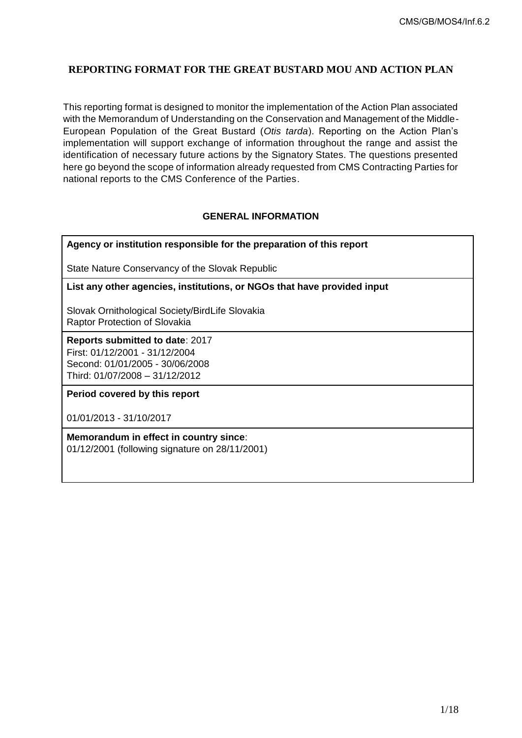# REPORTING FORMAT FOR THE GREAT BUSTARD MOU AND ACTION PLAN

This reporting format is designed to monitor the implementation of the Action Plan associated with the Memorandum of Understanding on the Conservation and Management of the Middle-European Population of the Great Bustard (*Otis tarda*). Reporting on the Action Plan's implementation will support exchange of information throughout the range and assist the identification of necessary future actions by the Signatory States. The questions presented here go beyond the scope of information already requested from CMS Contracting Parties for national reports to the CMS Conference of the Parties.

## GENERAL INFORMATION

**Agency or institution responsible for the preparation of this report**

State Nature Conservancy of the Slovak Republic

**List any other agencies, institutions, or NGOs that have provided input**

Slovak Ornithological Society/BirdLife Slovakia
Raptor Protection of Slovakia

**Reports submitted to date**: 2017
First: 01/12/2001 - 31/12/2004
Second: 01/01/2005 - 30/06/2008
Third: 01/07/2008 – 31/12/2012

**Period covered by this report**

01/01/2013 - 31/10/2017

**Memorandum in effect in country since**:
01/12/2001 (following signature on 28/11/2001)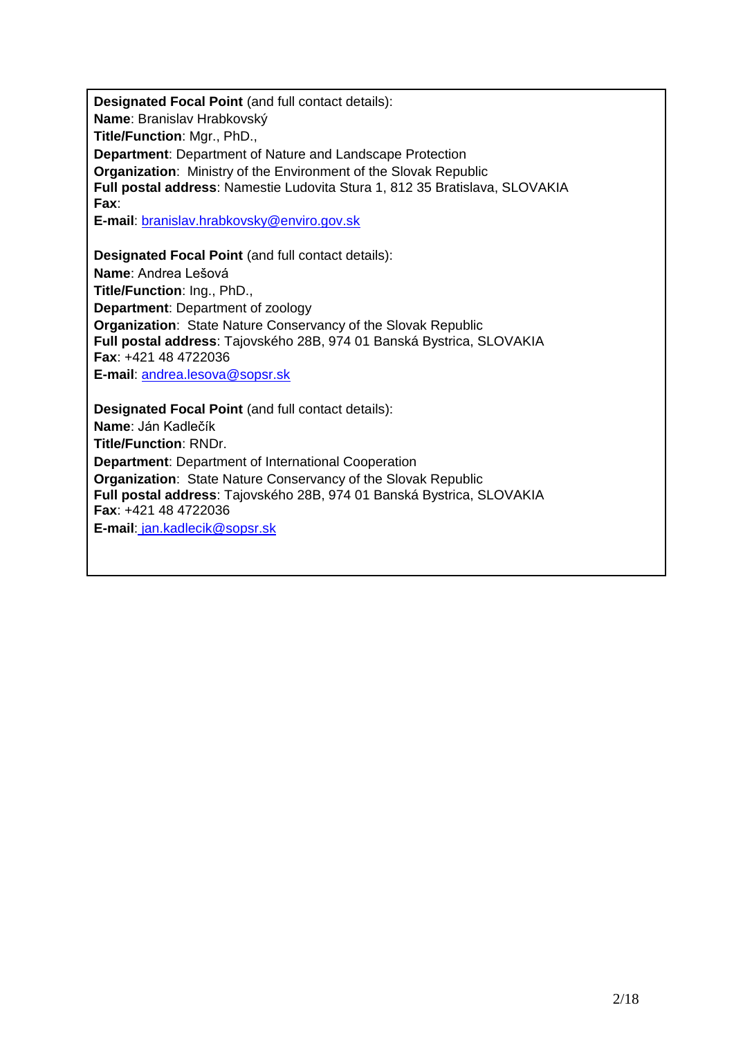**Designated Focal Point** (and full contact details):
**Name**: Branislav Hrabkovský
**Title/Function**: Mgr., PhD.,
**Department**: Department of Nature and Landscape Protection
**Organization**: Ministry of the Environment of the Slovak Republic
**Full postal address**: Namestie Ludovita Stura 1, 812 35 Bratislava, SLOVAKIA
**Fax**:
**E-mail**: branislav.hrabkovsky@enviro.gov.sk

**Designated Focal Point** (and full contact details):
**Name**: Andrea Lešová
**Title/Function**: Ing., PhD.,
**Department**: Department of zoology
**Organization**: State Nature Conservancy of the Slovak Republic
**Full postal address**: Tajovského 28B, 974 01 Banská Bystrica, SLOVAKIA
**Fax**: +421 48 4722036
**E-mail**: andrea.lesova@sopsr.sk

**Designated Focal Point** (and full contact details):
**Name**: Ján Kadlečík
**Title/Function**: RNDr.
**Department**: Department of International Cooperation
**Organization**: State Nature Conservancy of the Slovak Republic
**Full postal address**: Tajovského 28B, 974 01 Banská Bystrica, SLOVAKIA
**Fax**: +421 48 4722036
**E-mail**: jan.kadlecik@sopsr.sk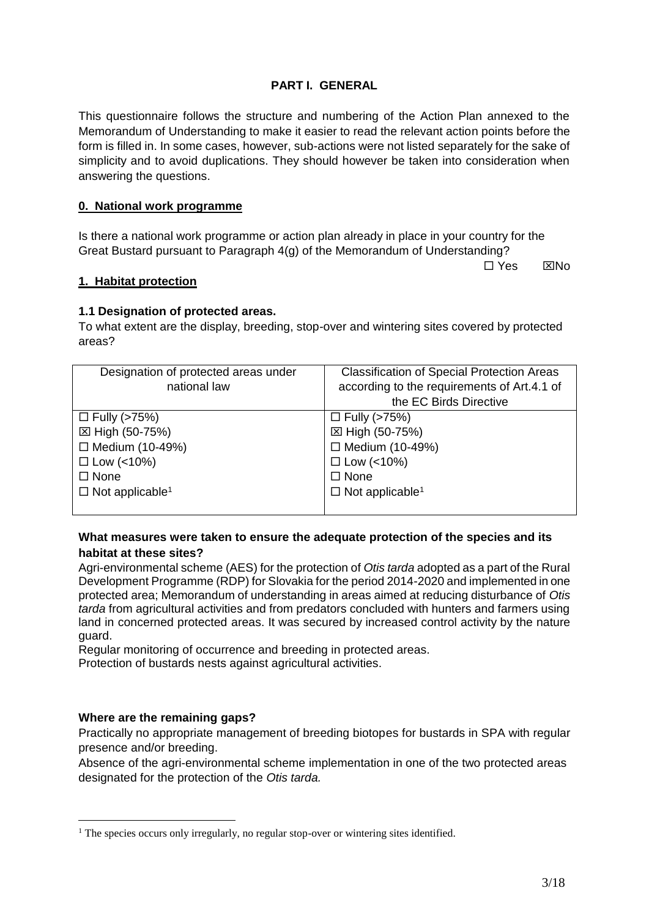## PART I. GENERAL

This questionnaire follows the structure and numbering of the Action Plan annexed to the Memorandum of Understanding to make it easier to read the relevant action points before the form is filled in. In some cases, however, sub-actions were not listed separately for the sake of simplicity and to avoid duplications. They should however be taken into consideration when answering the questions.

### 0. National work programme

Is there a national work programme or action plan already in place in your country for the Great Bustard pursuant to Paragraph 4(g) of the Memorandum of Understanding?

☐ Yes ☒No

### 1. Habitat protection

#### 1.1 Designation of protected areas.

To what extent are the display, breeding, stop-over and wintering sites covered by protected areas?

| Designation of protected areas under national law | Classification of Special Protection Areas according to the requirements of Art.4.1 of the EC Birds Directive |
|---|---|
| ☐ Fully (>75%)<br>☒ High (50-75%)<br>☐ Medium (10-49%)<br>☐ Low (<10%)<br>☐ None<br>☐ Not applicable[1] | ☐ Fully (>75%)<br>☒ High (50-75%)<br>☐ Medium (10-49%)<br>☐ Low (<10%)<br>☐ None<br>☐ Not applicable[1] |

**What measures were taken to ensure the adequate protection of the species and its habitat at these sites?**

Agri-environmental scheme (AES) for the protection of *Otis tarda* adopted as a part of the Rural Development Programme (RDP) for Slovakia for the period 2014-2020 and implemented in one protected area; Memorandum of understanding in areas aimed at reducing disturbance of *Otis tarda* from agricultural activities and from predators concluded with hunters and farmers using land in concerned protected areas. It was secured by increased control activity by the nature guard.

Regular monitoring of occurrence and breeding in protected areas.

Protection of bustards nests against agricultural activities.

**Where are the remaining gaps?**

Practically no appropriate management of breeding biotopes for bustards in SPA with regular presence and/or breeding.

Absence of the agri-environmental scheme implementation in one of the two protected areas designated for the protection of the *Otis tarda.*

[1] The species occurs only irregularly, no regular stop-over or wintering sites identified.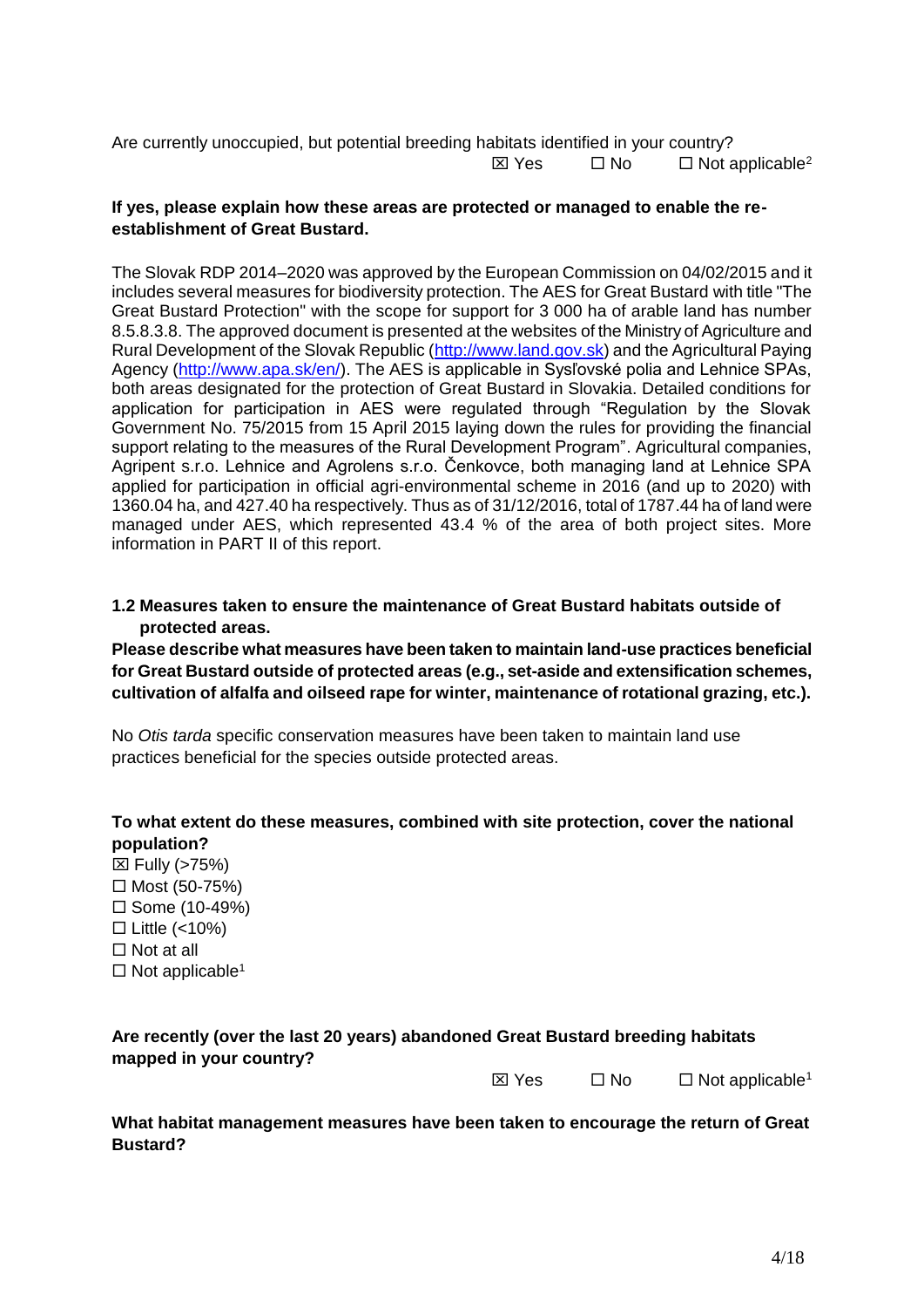Are currently unoccupied, but potential breeding habitats identified in your country?

☒ Yes ☐ No ☐ Not applicable[2]

**If yes, please explain how these areas are protected or managed to enable the re-establishment of Great Bustard.**

The Slovak RDP 2014–2020 was approved by the European Commission on 04/02/2015 and it includes several measures for biodiversity protection. The AES for Great Bustard with title "The Great Bustard Protection" with the scope for support for 3 000 ha of arable land has number 8.5.8.3.8. The approved document is presented at the websites of the Ministry of Agriculture and Rural Development of the Slovak Republic (http://www.land.gov.sk) and the Agricultural Paying Agency (http://www.apa.sk/en/). The AES is applicable in Sysľovské polia and Lehnice SPAs, both areas designated for the protection of Great Bustard in Slovakia. Detailed conditions for application for participation in AES were regulated through "Regulation by the Slovak Government No. 75/2015 from 15 April 2015 laying down the rules for providing the financial support relating to the measures of the Rural Development Program". Agricultural companies, Agripent s.r.o. Lehnice and Agrolens s.r.o. Čenkovce, both managing land at Lehnice SPA applied for participation in official agri-environmental scheme in 2016 (and up to 2020) with 1360.04 ha, and 427.40 ha respectively. Thus as of 31/12/2016, total of 1787.44 ha of land were managed under AES, which represented 43.4 % of the area of both project sites. More information in PART II of this report.

### 1.2 Measures taken to ensure the maintenance of Great Bustard habitats outside of protected areas.

**Please describe what measures have been taken to maintain land-use practices beneficial for Great Bustard outside of protected areas (e.g., set-aside and extensification schemes, cultivation of alfalfa and oilseed rape for winter, maintenance of rotational grazing, etc.).**

No *Otis tarda* specific conservation measures have been taken to maintain land use practices beneficial for the species outside protected areas.

**To what extent do these measures, combined with site protection, cover the national population?**

☒ Fully (>75%)
☐ Most (50-75%)
☐ Some (10-49%)
☐ Little (<10%)
☐ Not at all
☐ Not applicable[1]

**Are recently (over the last 20 years) abandoned Great Bustard breeding habitats mapped in your country?**

☒ Yes ☐ No ☐ Not applicable[1]

**What habitat management measures have been taken to encourage the return of Great Bustard?**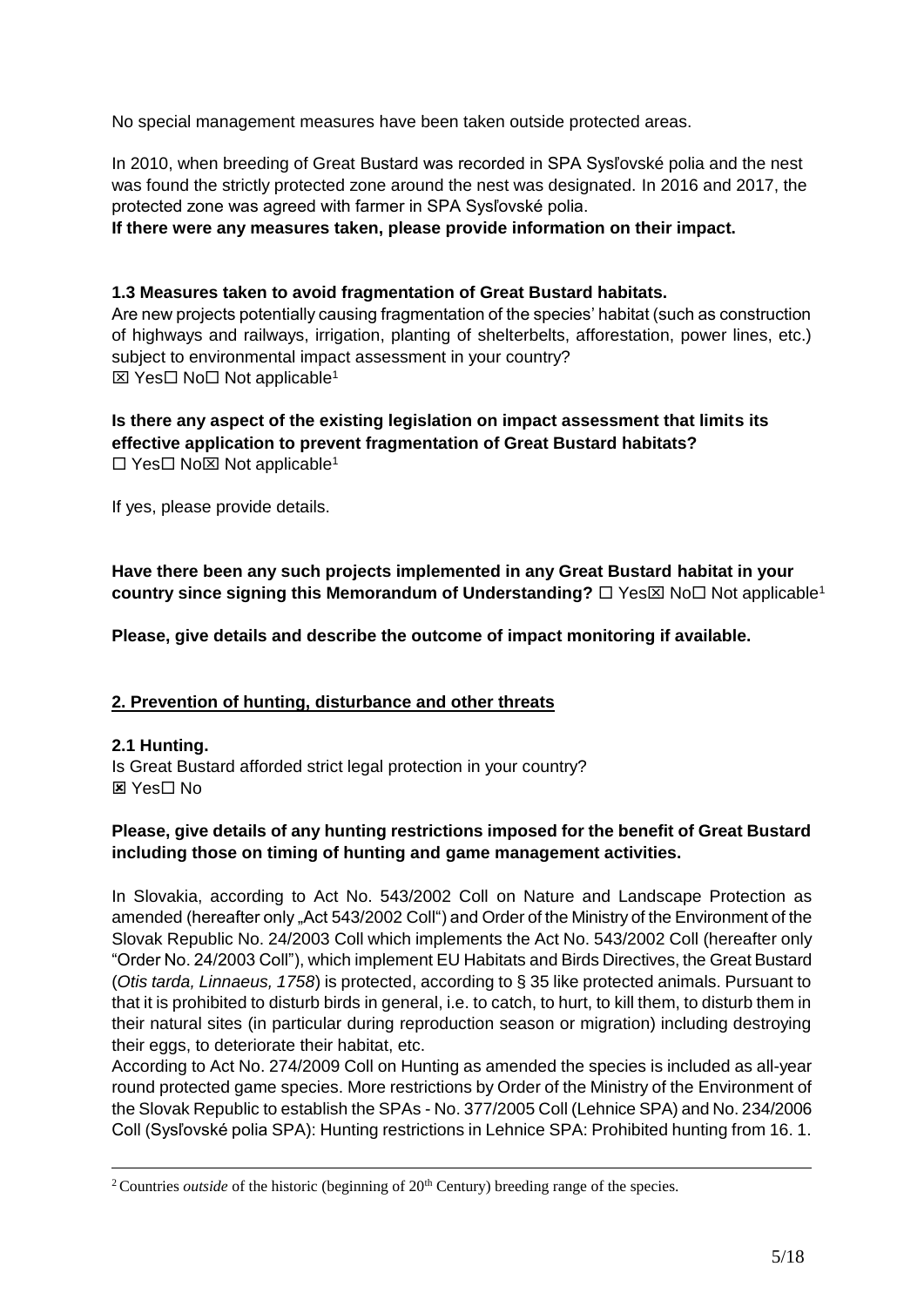No special management measures have been taken outside protected areas.

In 2010, when breeding of Great Bustard was recorded in SPA Sysľovské polia and the nest was found the strictly protected zone around the nest was designated. In 2016 and 2017, the protected zone was agreed with farmer in SPA Sysľovské polia.

**If there were any measures taken, please provide information on their impact.**

**1.3 Measures taken to avoid fragmentation of Great Bustard habitats.**

Are new projects potentially causing fragmentation of the species' habitat (such as construction of highways and railways, irrigation, planting of shelterbelts, afforestation, power lines, etc.) subject to environmental impact assessment in your country?

☒ Yes☐ No☐ Not applicable[1]

**Is there any aspect of the existing legislation on impact assessment that limits its effective application to prevent fragmentation of Great Bustard habitats?**

☐ Yes☐ No☒ Not applicable[1]

If yes, please provide details.

**Have there been any such projects implemented in any Great Bustard habitat in your country since signing this Memorandum of Understanding?** ☐ Yes☒ No☐ Not applicable[1]

**Please, give details and describe the outcome of impact monitoring if available.**

## 2. Prevention of hunting, disturbance and other threats

**2.1 Hunting.**

Is Great Bustard afforded strict legal protection in your country?

☒ Yes☐ No

**Please, give details of any hunting restrictions imposed for the benefit of Great Bustard including those on timing of hunting and game management activities.**

In Slovakia, according to Act No. 543/2002 Coll on Nature and Landscape Protection as amended (hereafter only „Act 543/2002 Coll") and Order of the Ministry of the Environment of the Slovak Republic No. 24/2003 Coll which implements the Act No. 543/2002 Coll (hereafter only "Order No. 24/2003 Coll"), which implement EU Habitats and Birds Directives, the Great Bustard (*Otis tarda, Linnaeus, 1758*) is protected, according to § 35 like protected animals. Pursuant to that it is prohibited to disturb birds in general, i.e. to catch, to hurt, to kill them, to disturb them in their natural sites (in particular during reproduction season or migration) including destroying their eggs, to deteriorate their habitat, etc.

According to Act No. 274/2009 Coll on Hunting as amended the species is included as all-year round protected game species. More restrictions by Order of the Ministry of the Environment of the Slovak Republic to establish the SPAs - No. 377/2005 Coll (Lehnice SPA) and No. 234/2006 Coll (Sysľovské polia SPA): Hunting restrictions in Lehnice SPA: Prohibited hunting from 16. 1.

---

[2] Countries *outside* of the historic (beginning of 20[th] Century) breeding range of the species.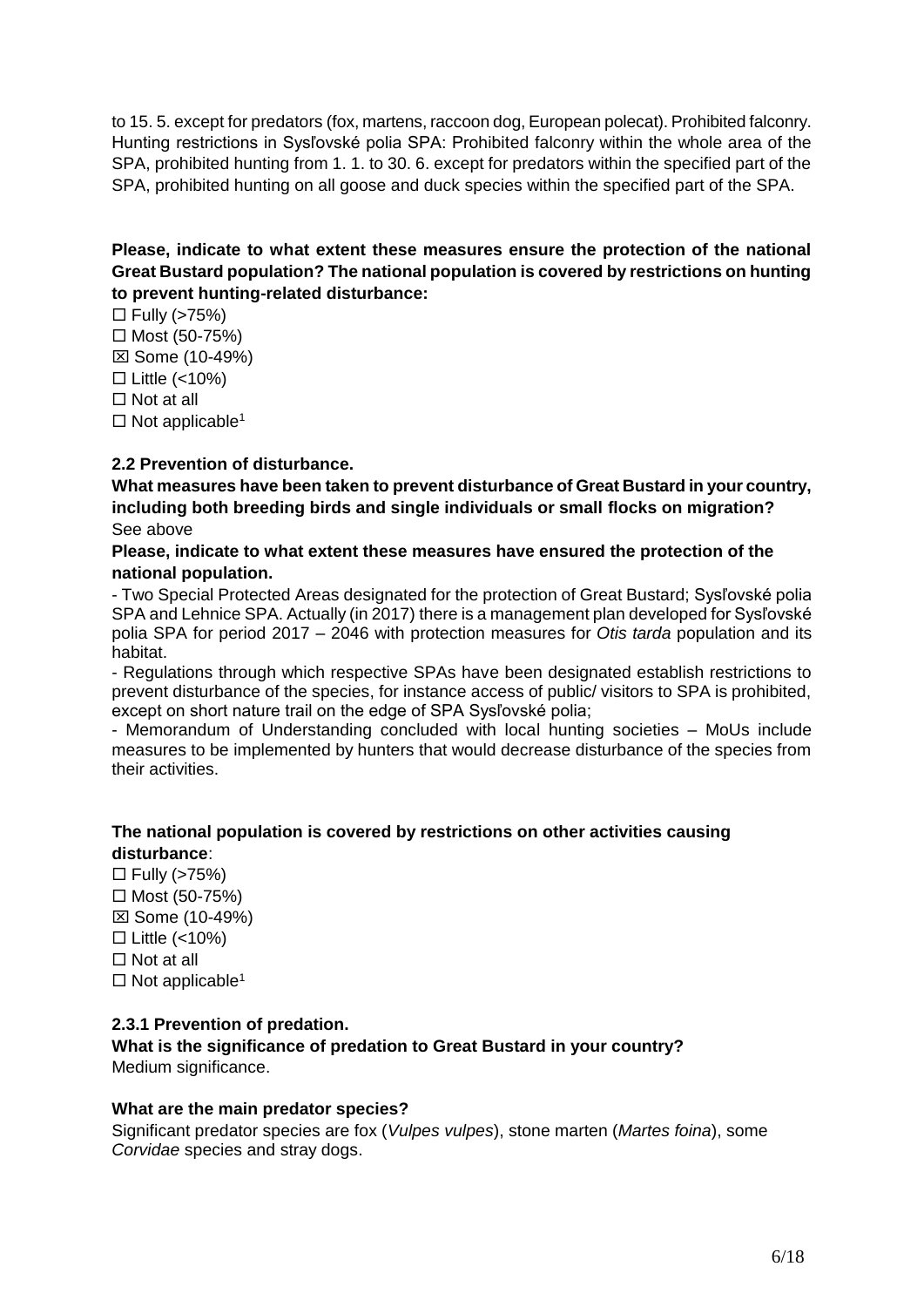to 15. 5. except for predators (fox, martens, raccoon dog, European polecat). Prohibited falconry. Hunting restrictions in Sysľovské polia SPA: Prohibited falconry within the whole area of the SPA, prohibited hunting from 1. 1. to 30. 6. except for predators within the specified part of the SPA, prohibited hunting on all goose and duck species within the specified part of the SPA.

**Please, indicate to what extent these measures ensure the protection of the national Great Bustard population? The national population is covered by restrictions on hunting to prevent hunting-related disturbance:**

☐ Fully (>75%)
☐ Most (50-75%)
☒ Some (10-49%)
☐ Little (<10%)
☐ Not at all
☐ Not applicable[1]

### 2.2 Prevention of disturbance.

**What measures have been taken to prevent disturbance of Great Bustard in your country, including both breeding birds and single individuals or small flocks on migration?**
See above

**Please, indicate to what extent these measures have ensured the protection of the national population.**

- Two Special Protected Areas designated for the protection of Great Bustard; Sysľovské polia SPA and Lehnice SPA. Actually (in 2017) there is a management plan developed for Sysľovské polia SPA for period 2017 – 2046 with protection measures for *Otis tarda* population and its habitat.
- Regulations through which respective SPAs have been designated establish restrictions to prevent disturbance of the species, for instance access of public/ visitors to SPA is prohibited, except on short nature trail on the edge of SPA Sysľovské polia;
- Memorandum of Understanding concluded with local hunting societies – MoUs include measures to be implemented by hunters that would decrease disturbance of the species from their activities.

**The national population is covered by restrictions on other activities causing disturbance**:

☐ Fully (>75%)
☐ Most (50-75%)
☒ Some (10-49%)
☐ Little (<10%)
☐ Not at all
☐ Not applicable[1]

### 2.3.1 Prevention of predation.

**What is the significance of predation to Great Bustard in your country?**
Medium significance.

**What are the main predator species?**
Significant predator species are fox (*Vulpes vulpes*), stone marten (*Martes foina*), some *Corvidae* species and stray dogs.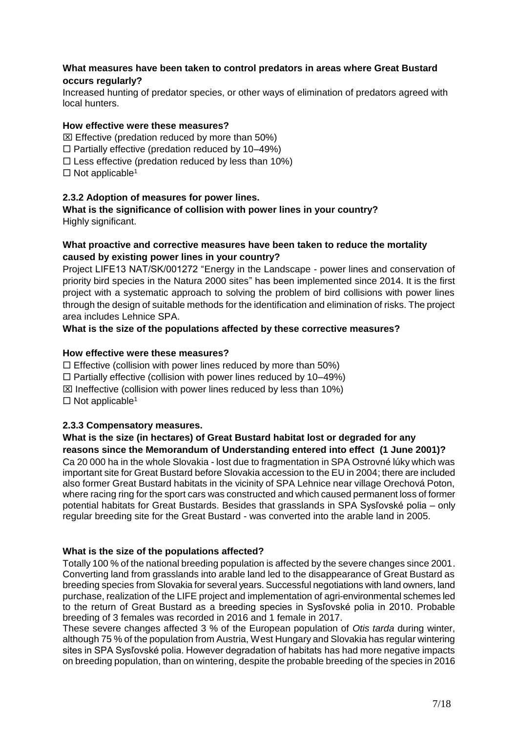**What measures have been taken to control predators in areas where Great Bustard occurs regularly?**

Increased hunting of predator species, or other ways of elimination of predators agreed with local hunters.

**How effective were these measures?**

☒ Effective (predation reduced by more than 50%)
☐ Partially effective (predation reduced by 10–49%)
☐ Less effective (predation reduced by less than 10%)
☐ Not applicable[1]

**2.3.2 Adoption of measures for power lines.**

**What is the significance of collision with power lines in your country?**

Highly significant.

**What proactive and corrective measures have been taken to reduce the mortality caused by existing power lines in your country?**

Project LIFE13 NAT/SK/001272 "Energy in the Landscape - power lines and conservation of priority bird species in the Natura 2000 sites" has been implemented since 2014. It is the first project with a systematic approach to solving the problem of bird collisions with power lines through the design of suitable methods for the identification and elimination of risks. The project area includes Lehnice SPA.

**What is the size of the populations affected by these corrective measures?**

**How effective were these measures?**

☐ Effective (collision with power lines reduced by more than 50%)
☐ Partially effective (collision with power lines reduced by 10–49%)
☒ Ineffective (collision with power lines reduced by less than 10%)
☐ Not applicable[1]

**2.3.3 Compensatory measures.**

**What is the size (in hectares) of Great Bustard habitat lost or degraded for any reasons since the Memorandum of Understanding entered into effect (1 June 2001)?**

Ca 20 000 ha in the whole Slovakia - lost due to fragmentation in SPA Ostrovné lúky which was important site for Great Bustard before Slovakia accession to the EU in 2004; there are included also former Great Bustard habitats in the vicinity of SPA Lehnice near village Orechová Poton, where racing ring for the sport cars was constructed and which caused permanent loss of former potential habitats for Great Bustards. Besides that grasslands in SPA Sysľovské polia – only regular breeding site for the Great Bustard - was converted into the arable land in 2005.

**What is the size of the populations affected?**

Totally 100 % of the national breeding population is affected by the severe changes since 2001. Converting land from grasslands into arable land led to the disappearance of Great Bustard as breeding species from Slovakia for several years. Successful negotiations with land owners, land purchase, realization of the LIFE project and implementation of agri-environmental schemes led to the return of Great Bustard as a breeding species in Sysľovské polia in 2010. Probable breeding of 3 females was recorded in 2016 and 1 female in 2017.

These severe changes affected 3 % of the European population of *Otis tarda* during winter, although 75 % of the population from Austria, West Hungary and Slovakia has regular wintering sites in SPA Sysľovské polia. However degradation of habitats has had more negative impacts on breeding population, than on wintering, despite the probable breeding of the species in 2016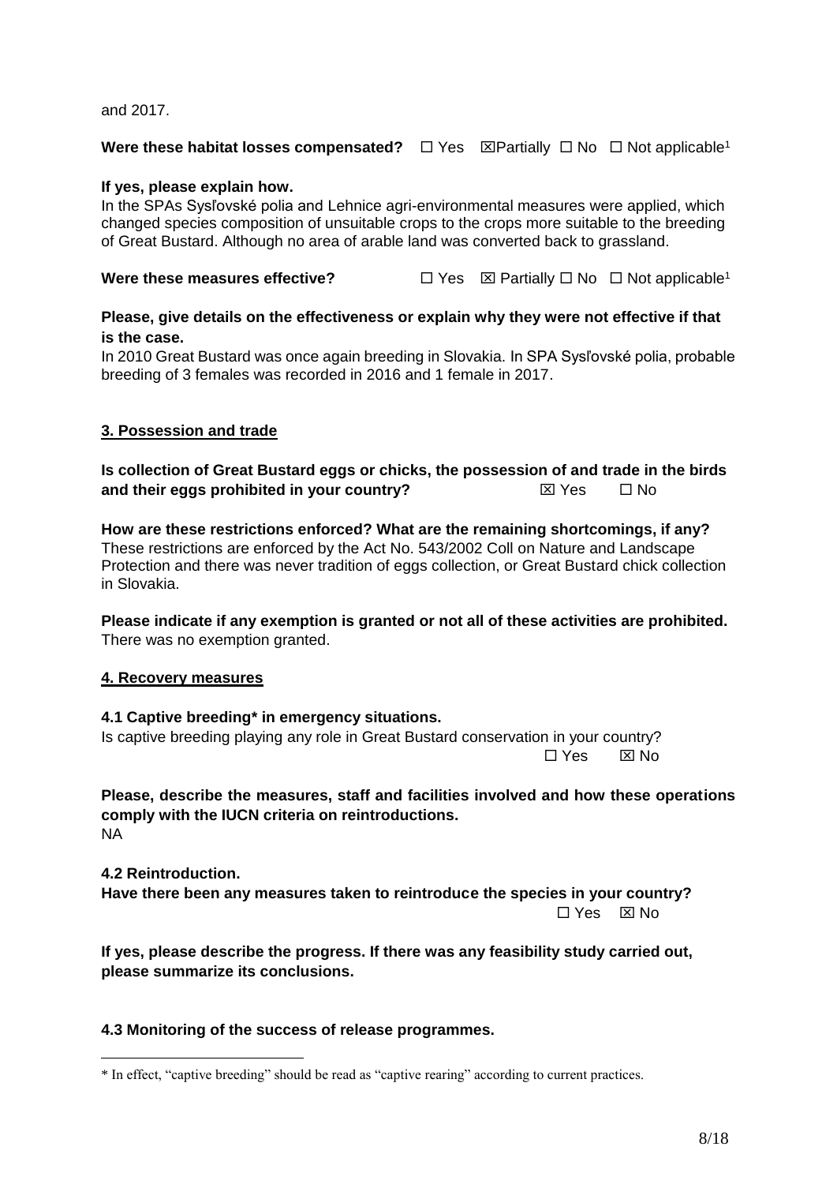and 2017.

**Were these habitat losses compensated?** ☐ Yes ☒Partially ☐ No ☐ Not applicable[1]

**If yes, please explain how.**
In the SPAs Sysľovské polia and Lehnice agri-environmental measures were applied, which changed species composition of unsuitable crops to the crops more suitable to the breeding of Great Bustard. Although no area of arable land was converted back to grassland.

**Were these measures effective?** ☐ Yes ☒ Partially ☐ No ☐ Not applicable[1]

**Please, give details on the effectiveness or explain why they were not effective if that is the case.**
In 2010 Great Bustard was once again breeding in Slovakia. In SPA Sysľovské polia, probable breeding of 3 females was recorded in 2016 and 1 female in 2017.

## 3. Possession and trade

**Is collection of Great Bustard eggs or chicks, the possession of and trade in the birds and their eggs prohibited in your country?** ☒ Yes ☐ No

**How are these restrictions enforced? What are the remaining shortcomings, if any?**
These restrictions are enforced by the Act No. 543/2002 Coll on Nature and Landscape Protection and there was never tradition of eggs collection, or Great Bustard chick collection in Slovakia.

**Please indicate if any exemption is granted or not all of these activities are prohibited.**
There was no exemption granted.

## 4. Recovery measures

**4.1 Captive breeding* in emergency situations.**
Is captive breeding playing any role in Great Bustard conservation in your country?
☐ Yes ☒ No

**Please, describe the measures, staff and facilities involved and how these operations comply with the IUCN criteria on reintroductions.**
NA

**4.2 Reintroduction.**
**Have there been any measures taken to reintroduce the species in your country?**
☐ Yes ☒ No

**If yes, please describe the progress. If there was any feasibility study carried out, please summarize its conclusions.**

**4.3 Monitoring of the success of release programmes.**

* In effect, "captive breeding" should be read as "captive rearing" according to current practices.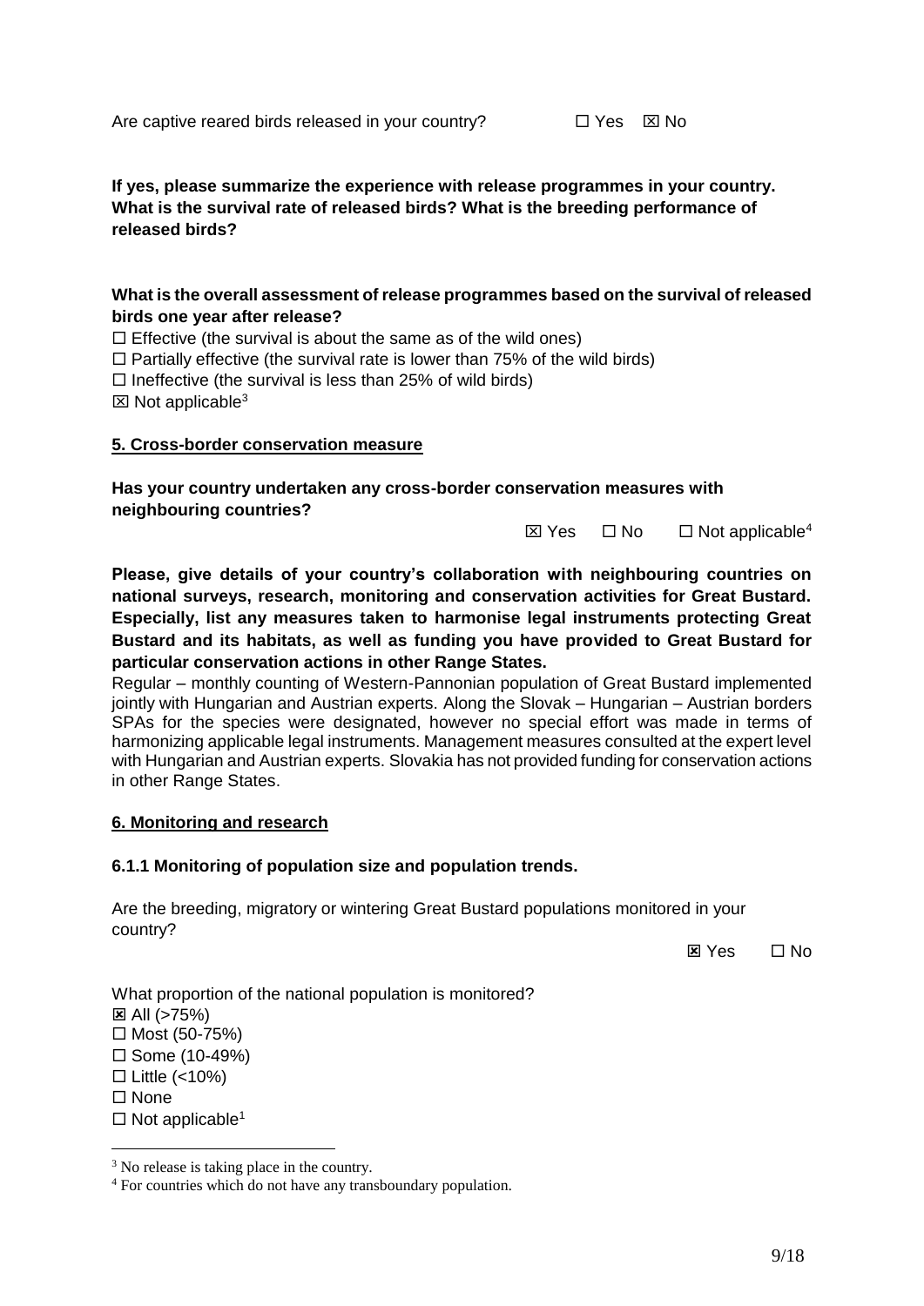Are captive reared birds released in your country? ☐ Yes ☒ No

**If yes, please summarize the experience with release programmes in your country. What is the survival rate of released birds? What is the breeding performance of released birds?**

**What is the overall assessment of release programmes based on the survival of released birds one year after release?**

☐ Effective (the survival is about the same as of the wild ones)
☐ Partially effective (the survival rate is lower than 75% of the wild birds)
☐ Ineffective (the survival is less than 25% of wild birds)
☒ Not applicable[3]

**5. Cross-border conservation measure**

**Has your country undertaken any cross-border conservation measures with neighbouring countries?**

☒ Yes ☐ No ☐ Not applicable[4]

**Please, give details of your country's collaboration with neighbouring countries on national surveys, research, monitoring and conservation activities for Great Bustard. Especially, list any measures taken to harmonise legal instruments protecting Great Bustard and its habitats, as well as funding you have provided to Great Bustard for particular conservation actions in other Range States.**

Regular – monthly counting of Western-Pannonian population of Great Bustard implemented jointly with Hungarian and Austrian experts. Along the Slovak – Hungarian – Austrian borders SPAs for the species were designated, however no special effort was made in terms of harmonizing applicable legal instruments. Management measures consulted at the expert level with Hungarian and Austrian experts. Slovakia has not provided funding for conservation actions in other Range States.

**6. Monitoring and research**

**6.1.1 Monitoring of population size and population trends.**

Are the breeding, migratory or wintering Great Bustard populations monitored in your country?

☒ Yes ☐ No

What proportion of the national population is monitored?

☒ All (>75%)
☐ Most (50-75%)
☐ Some (10-49%)
☐ Little (<10%)
☐ None
☐ Not applicable[1]

[3] No release is taking place in the country.

[4] For countries which do not have any transboundary population.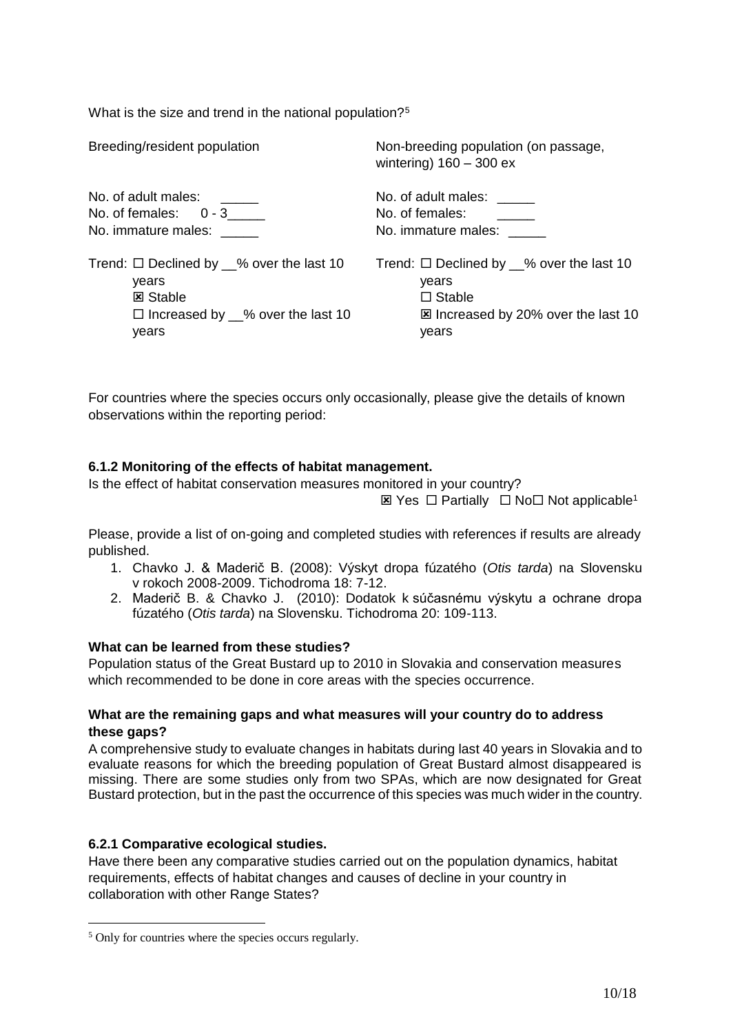What is the size and trend in the national population?[5]

| Breeding/resident population | Non-breeding population (on passage, wintering) 160 – 300 ex |
|---|---|
| No. of adult males: _____ | No. of adult males: _____ |
| No. of females: 0 - 3_____ | No. of females: _____ |
| No. immature males: _____ | No. immature males: _____ |
| Trend: ☐ Declined by __% over the last 10 years | Trend: ☐ Declined by __% over the last 10 years |
| ☒ Stable | ☐ Stable |
| ☐ Increased by __% over the last 10 years | ☒ Increased by 20% over the last 10 years |

For countries where the species occurs only occasionally, please give the details of known observations within the reporting period:

### 6.1.2 Monitoring of the effects of habitat management.

Is the effect of habitat conservation measures monitored in your country?

☒ Yes ☐ Partially ☐ No☐ Not applicable[1]

Please, provide a list of on-going and completed studies with references if results are already published.

1. Chavko J. & Maderič B. (2008): Výskyt dropa fúzatého (*Otis tarda*) na Slovensku v rokoch 2008-2009. Tichodroma 18: 7-12.
2. Maderič B. & Chavko J. (2010): Dodatok k súčasnému výskytu a ochrane dropa fúzatého (*Otis tarda*) na Slovensku. Tichodroma 20: 109-113.

**What can be learned from these studies?**

Population status of the Great Bustard up to 2010 in Slovakia and conservation measures which recommended to be done in core areas with the species occurrence.

**What are the remaining gaps and what measures will your country do to address these gaps?**

A comprehensive study to evaluate changes in habitats during last 40 years in Slovakia and to evaluate reasons for which the breeding population of Great Bustard almost disappeared is missing. There are some studies only from two SPAs, which are now designated for Great Bustard protection, but in the past the occurrence of this species was much wider in the country.

### 6.2.1 Comparative ecological studies.

Have there been any comparative studies carried out on the population dynamics, habitat requirements, effects of habitat changes and causes of decline in your country in collaboration with other Range States?

[5] Only for countries where the species occurs regularly.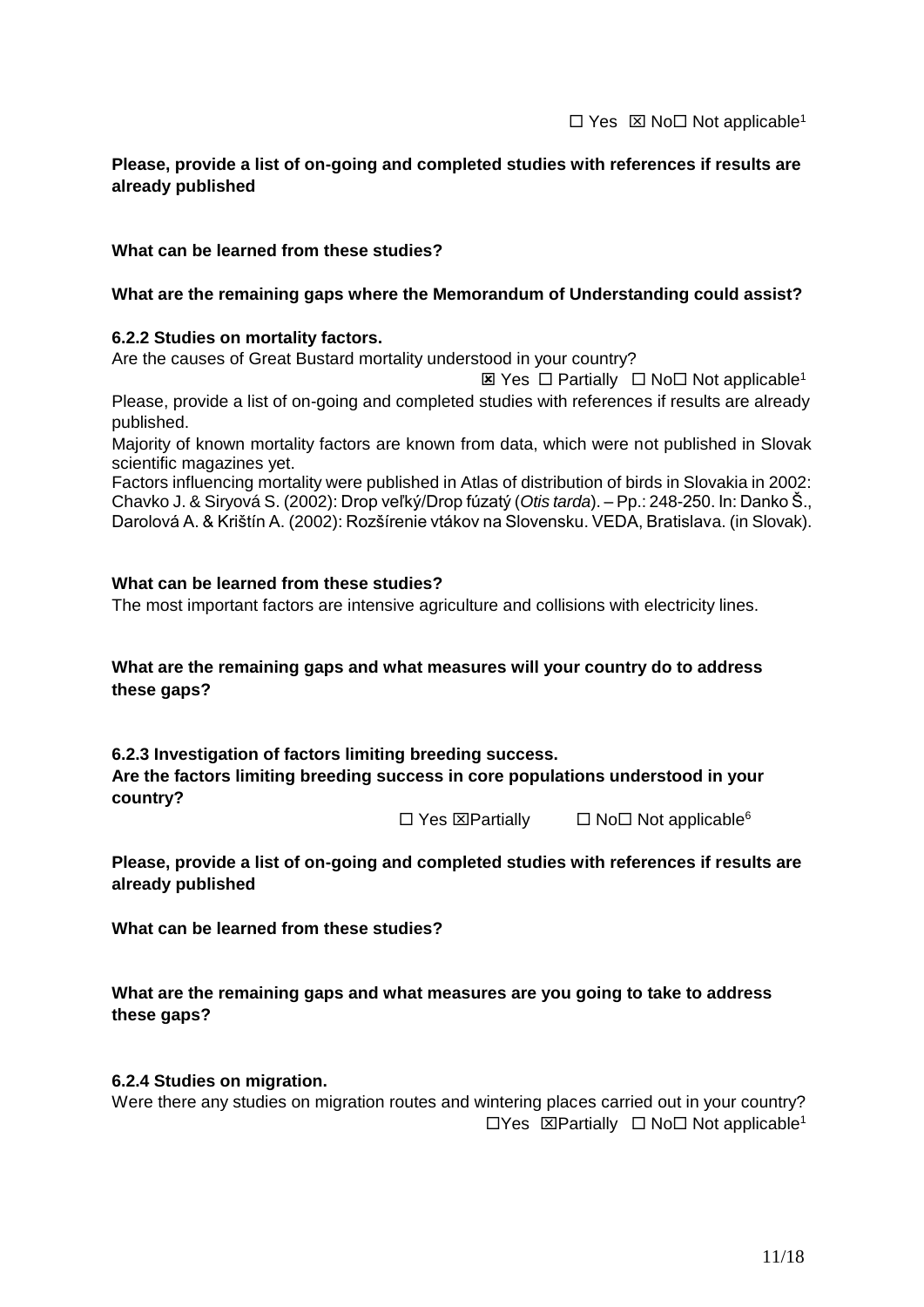☐ Yes ☒ No☐ Not applicable[1]

**Please, provide a list of on-going and completed studies with references if results are already published**

**What can be learned from these studies?**

**What are the remaining gaps where the Memorandum of Understanding could assist?**

**6.2.2 Studies on mortality factors.**

Are the causes of Great Bustard mortality understood in your country?

☒ Yes ☐ Partially ☐ No☐ Not applicable[1]

Please, provide a list of on-going and completed studies with references if results are already published.

Majority of known mortality factors are known from data, which were not published in Slovak scientific magazines yet.

Factors influencing mortality were published in Atlas of distribution of birds in Slovakia in 2002: Chavko J. & Siryová S. (2002): Drop veľký/Drop fúzatý (*Otis tarda*). – Pp.: 248-250. In: Danko Š., Darolová A. & Krištín A. (2002): Rozšírenie vtákov na Slovensku. VEDA, Bratislava. (in Slovak).

**What can be learned from these studies?**

The most important factors are intensive agriculture and collisions with electricity lines.

**What are the remaining gaps and what measures will your country do to address these gaps?**

**6.2.3 Investigation of factors limiting breeding success.**

**Are the factors limiting breeding success in core populations understood in your country?**

☐ Yes ☒Partially ☐ No☐ Not applicable[6]

**Please, provide a list of on-going and completed studies with references if results are already published**

**What can be learned from these studies?**

**What are the remaining gaps and what measures are you going to take to address these gaps?**

**6.2.4 Studies on migration.**

Were there any studies on migration routes and wintering places carried out in your country?

☐Yes ☒Partially ☐ No☐ Not applicable[1]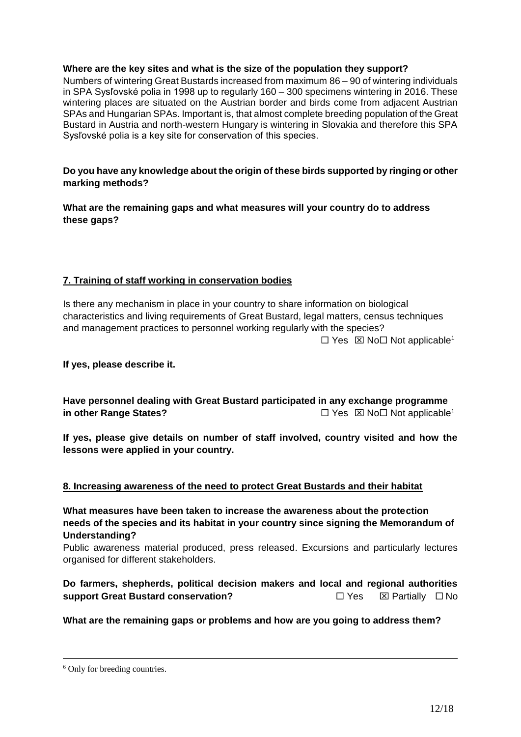**Where are the key sites and what is the size of the population they support?**

Numbers of wintering Great Bustards increased from maximum 86 – 90 of wintering individuals in SPA Sysľovské polia in 1998 up to regularly 160 – 300 specimens wintering in 2016. These wintering places are situated on the Austrian border and birds come from adjacent Austrian SPAs and Hungarian SPAs. Important is, that almost complete breeding population of the Great Bustard in Austria and north-western Hungary is wintering in Slovakia and therefore this SPA Sysľovské polia is a key site for conservation of this species.

**Do you have any knowledge about the origin of these birds supported by ringing or other marking methods?**

**What are the remaining gaps and what measures will your country do to address these gaps?**

## 7. Training of staff working in conservation bodies

Is there any mechanism in place in your country to share information on biological characteristics and living requirements of Great Bustard, legal matters, census techniques and management practices to personnel working regularly with the species?

☐ Yes ☒ No☐ Not applicable[1]

**If yes, please describe it.**

**Have personnel dealing with Great Bustard participated in any exchange programme in other Range States?** ☐ Yes ☒ No☐ Not applicable[1]

**If yes, please give details on number of staff involved, country visited and how the lessons were applied in your country.**

## 8. Increasing awareness of the need to protect Great Bustards and their habitat

**What measures have been taken to increase the awareness about the protection needs of the species and its habitat in your country since signing the Memorandum of Understanding?**

Public awareness material produced, press released. Excursions and particularly lectures organised for different stakeholders.

**Do farmers, shepherds, political decision makers and local and regional authorities support Great Bustard conservation?** ☐ Yes ☒ Partially ☐ No

**What are the remaining gaps or problems and how are you going to address them?**

---

[6] Only for breeding countries.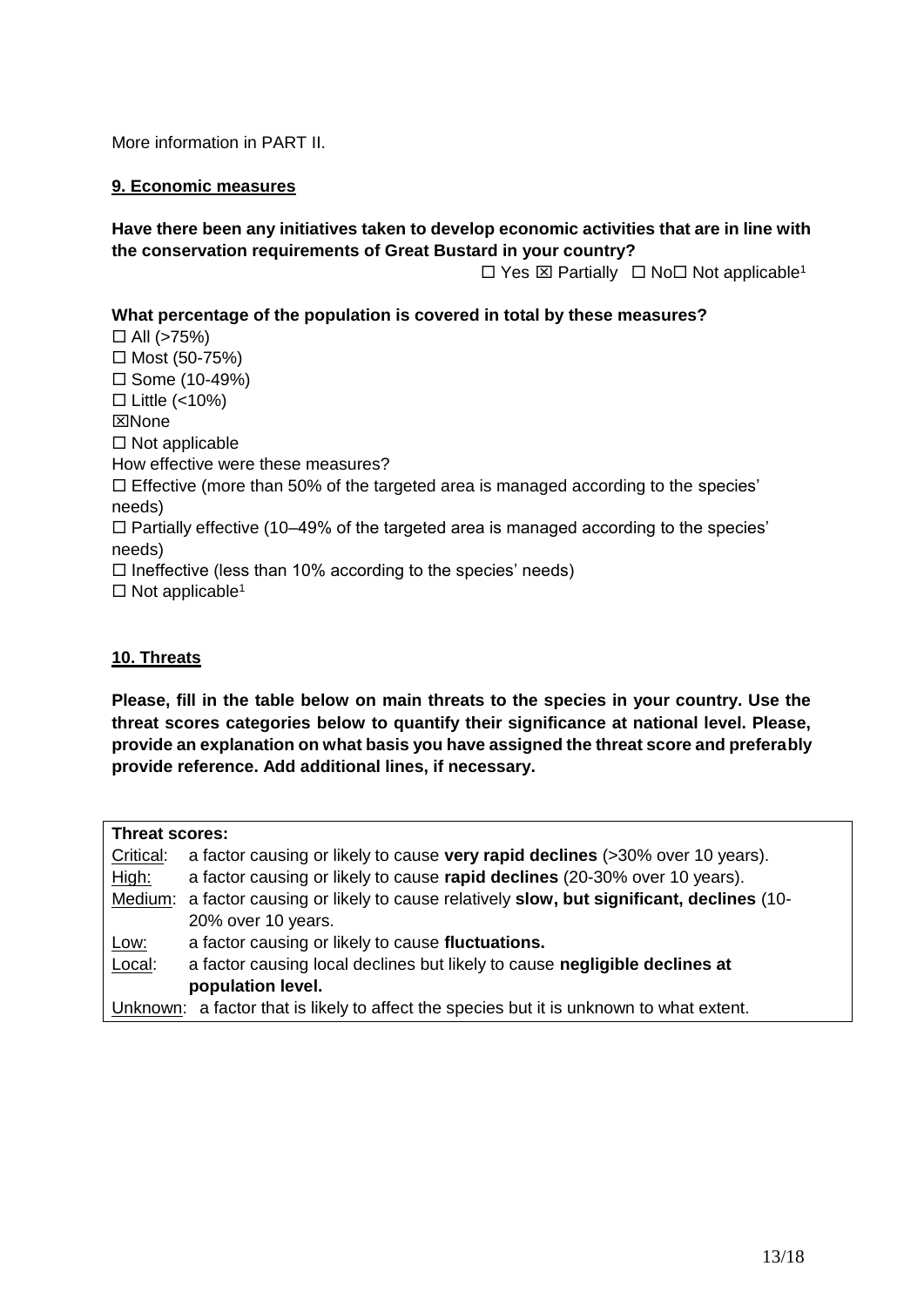More information in PART II.

**9. Economic measures**

**Have there been any initiatives taken to develop economic activities that are in line with the conservation requirements of Great Bustard in your country?**

☐ Yes ☒ Partially ☐ No☐ Not applicable[1]

**What percentage of the population is covered in total by these measures?**

☐ All (>75%)
☐ Most (50-75%)
☐ Some (10-49%)
☐ Little (<10%)
☒None
☐ Not applicable

How effective were these measures?

☐ Effective (more than 50% of the targeted area is managed according to the species' needs)
☐ Partially effective (10–49% of the targeted area is managed according to the species' needs)
☐ Ineffective (less than 10% according to the species' needs)
☐ Not applicable[1]

**10. Threats**

**Please, fill in the table below on main threats to the species in your country. Use the threat scores categories below to quantify their significance at national level. Please, provide an explanation on what basis you have assigned the threat score and preferably provide reference. Add additional lines, if necessary.**

| **Threat scores:** | |
|---|---|
| Critical: | a factor causing or likely to cause **very rapid declines** (>30% over 10 years). |
| High: | a factor causing or likely to cause **rapid declines** (20-30% over 10 years). |
| Medium: | a factor causing or likely to cause relatively **slow, but significant, declines** (10-20% over 10 years. |
| Low: | a factor causing or likely to cause **fluctuations.** |
| Local: | a factor causing local declines but likely to cause **negligible declines at population level.** |
| Unknown: | a factor that is likely to affect the species but it is unknown to what extent. |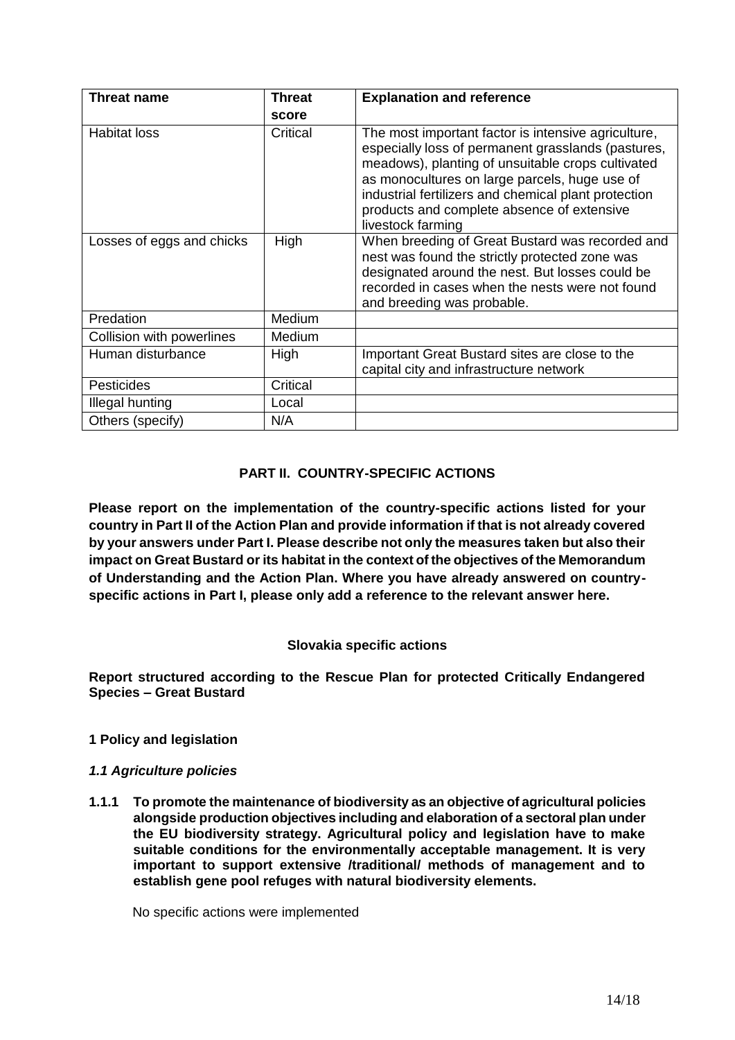| Threat name | Threat score | Explanation and reference |
| --- | --- | --- |
| Habitat loss | Critical | The most important factor is intensive agriculture, especially loss of permanent grasslands (pastures, meadows), planting of unsuitable crops cultivated as monocultures on large parcels, huge use of industrial fertilizers and chemical plant protection products and complete absence of extensive livestock farming |
| Losses of eggs and chicks | High | When breeding of Great Bustard was recorded and nest was found the strictly protected zone was designated around the nest. But losses could be recorded in cases when the nests were not found and breeding was probable. |
| Predation | Medium | |
| Collision with powerlines | Medium | |
| Human disturbance | High | Important Great Bustard sites are close to the capital city and infrastructure network |
| Pesticides | Critical | |
| Illegal hunting | Local | |
| Others (specify) | N/A | |

## PART II. COUNTRY-SPECIFIC ACTIONS

**Please report on the implementation of the country-specific actions listed for your country in Part II of the Action Plan and provide information if that is not already covered by your answers under Part I. Please describe not only the measures taken but also their impact on Great Bustard or its habitat in the context of the objectives of the Memorandum of Understanding and the Action Plan. Where you have already answered on country-specific actions in Part I, please only add a reference to the relevant answer here.**

### Slovakia specific actions

**Report structured according to the Rescue Plan for protected Critically Endangered Species – Great Bustard**

### 1 Policy and legislation

#### *1.1 Agriculture policies*

**1.1.1 To promote the maintenance of biodiversity as an objective of agricultural policies alongside production objectives including and elaboration of a sectoral plan under the EU biodiversity strategy. Agricultural policy and legislation have to make suitable conditions for the environmentally acceptable management. It is very important to support extensive /traditional/ methods of management and to establish gene pool refuges with natural biodiversity elements.**

No specific actions were implemented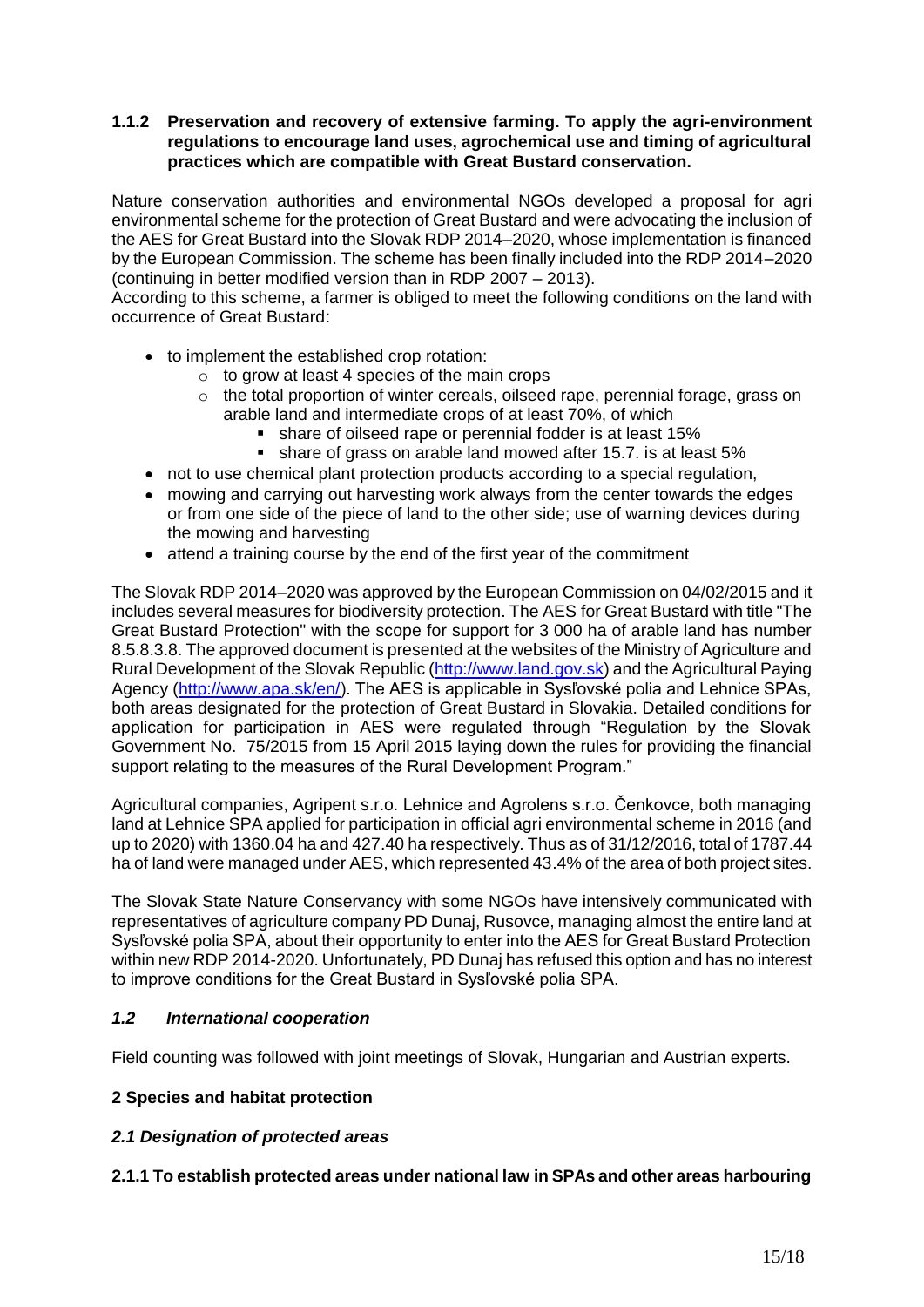### 1.1.2 Preservation and recovery of extensive farming. To apply the agri-environment regulations to encourage land uses, agrochemical use and timing of agricultural practices which are compatible with Great Bustard conservation.

Nature conservation authorities and environmental NGOs developed a proposal for agri environmental scheme for the protection of Great Bustard and were advocating the inclusion of the AES for Great Bustard into the Slovak RDP 2014–2020, whose implementation is financed by the European Commission. The scheme has been finally included into the RDP 2014–2020 (continuing in better modified version than in RDP 2007 – 2013).
According to this scheme, a farmer is obliged to meet the following conditions on the land with occurrence of Great Bustard:

- to implement the established crop rotation:
  - to grow at least 4 species of the main crops
  - the total proportion of winter cereals, oilseed rape, perennial forage, grass on arable land and intermediate crops of at least 70%, of which
    - share of oilseed rape or perennial fodder is at least 15%
    - share of grass on arable land mowed after 15.7. is at least 5%
- not to use chemical plant protection products according to a special regulation,
- mowing and carrying out harvesting work always from the center towards the edges or from one side of the piece of land to the other side; use of warning devices during the mowing and harvesting
- attend a training course by the end of the first year of the commitment

The Slovak RDP 2014–2020 was approved by the European Commission on 04/02/2015 and it includes several measures for biodiversity protection. The AES for Great Bustard with title "The Great Bustard Protection" with the scope for support for 3 000 ha of arable land has number 8.5.8.3.8. The approved document is presented at the websites of the Ministry of Agriculture and Rural Development of the Slovak Republic (http://www.land.gov.sk) and the Agricultural Paying Agency (http://www.apa.sk/en/). The AES is applicable in Sysľovské polia and Lehnice SPAs, both areas designated for the protection of Great Bustard in Slovakia. Detailed conditions for application for participation in AES were regulated through "Regulation by the Slovak Government No. 75/2015 from 15 April 2015 laying down the rules for providing the financial support relating to the measures of the Rural Development Program."

Agricultural companies, Agripent s.r.o. Lehnice and Agrolens s.r.o. Čenkovce, both managing land at Lehnice SPA applied for participation in official agri environmental scheme in 2016 (and up to 2020) with 1360.04 ha and 427.40 ha respectively. Thus as of 31/12/2016, total of 1787.44 ha of land were managed under AES, which represented 43.4% of the area of both project sites.

The Slovak State Nature Conservancy with some NGOs have intensively communicated with representatives of agriculture company PD Dunaj, Rusovce, managing almost the entire land at Sysľovské polia SPA, about their opportunity to enter into the AES for Great Bustard Protection within new RDP 2014-2020. Unfortunately, PD Dunaj has refused this option and has no interest to improve conditions for the Great Bustard in Sysľovské polia SPA.

### *1.2 International cooperation*

Field counting was followed with joint meetings of Slovak, Hungarian and Austrian experts.

## 2 Species and habitat protection

### *2.1 Designation of protected areas*

#### 2.1.1 To establish protected areas under national law in SPAs and other areas harbouring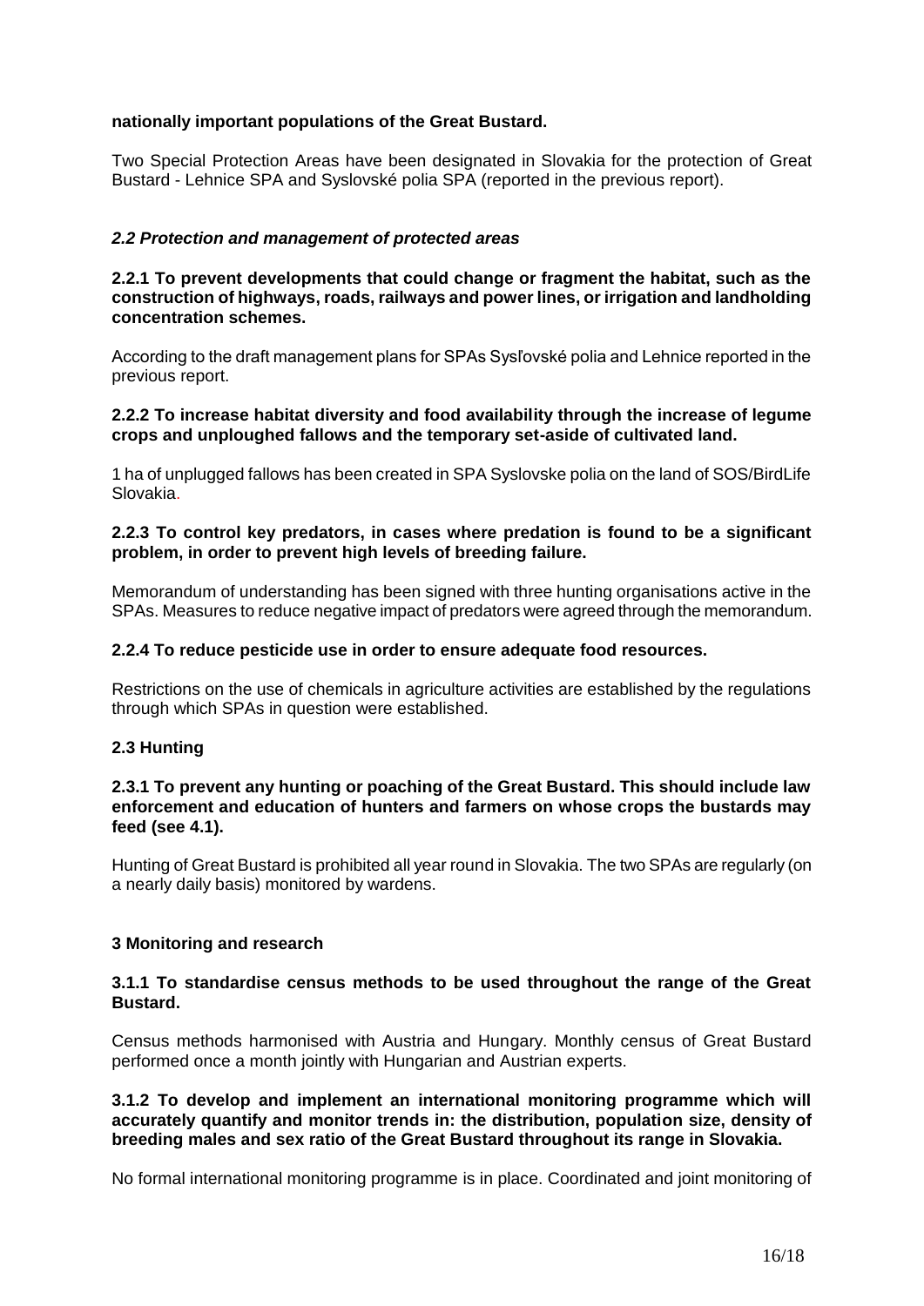**nationally important populations of the Great Bustard.**

Two Special Protection Areas have been designated in Slovakia for the protection of Great Bustard - Lehnice SPA and Syslovské polia SPA (reported in the previous report).

### *2.2 Protection and management of protected areas*

**2.2.1 To prevent developments that could change or fragment the habitat, such as the construction of highways, roads, railways and power lines, or irrigation and landholding concentration schemes.**

According to the draft management plans for SPAs Sysľovské polia and Lehnice reported in the previous report.

**2.2.2 To increase habitat diversity and food availability through the increase of legume crops and unploughed fallows and the temporary set-aside of cultivated land.**

1 ha of unplugged fallows has been created in SPA Syslovske polia on the land of SOS/BirdLife Slovakia.

**2.2.3 To control key predators, in cases where predation is found to be a significant problem, in order to prevent high levels of breeding failure.**

Memorandum of understanding has been signed with three hunting organisations active in the SPAs. Measures to reduce negative impact of predators were agreed through the memorandum.

**2.2.4 To reduce pesticide use in order to ensure adequate food resources.**

Restrictions on the use of chemicals in agriculture activities are established by the regulations through which SPAs in question were established.

### 2.3 Hunting

**2.3.1 To prevent any hunting or poaching of the Great Bustard. This should include law enforcement and education of hunters and farmers on whose crops the bustards may feed (see 4.1).**

Hunting of Great Bustard is prohibited all year round in Slovakia. The two SPAs are regularly (on a nearly daily basis) monitored by wardens.

## 3 Monitoring and research

**3.1.1 To standardise census methods to be used throughout the range of the Great Bustard.**

Census methods harmonised with Austria and Hungary. Monthly census of Great Bustard performed once a month jointly with Hungarian and Austrian experts.

**3.1.2 To develop and implement an international monitoring programme which will accurately quantify and monitor trends in: the distribution, population size, density of breeding males and sex ratio of the Great Bustard throughout its range in Slovakia.**

No formal international monitoring programme is in place. Coordinated and joint monitoring of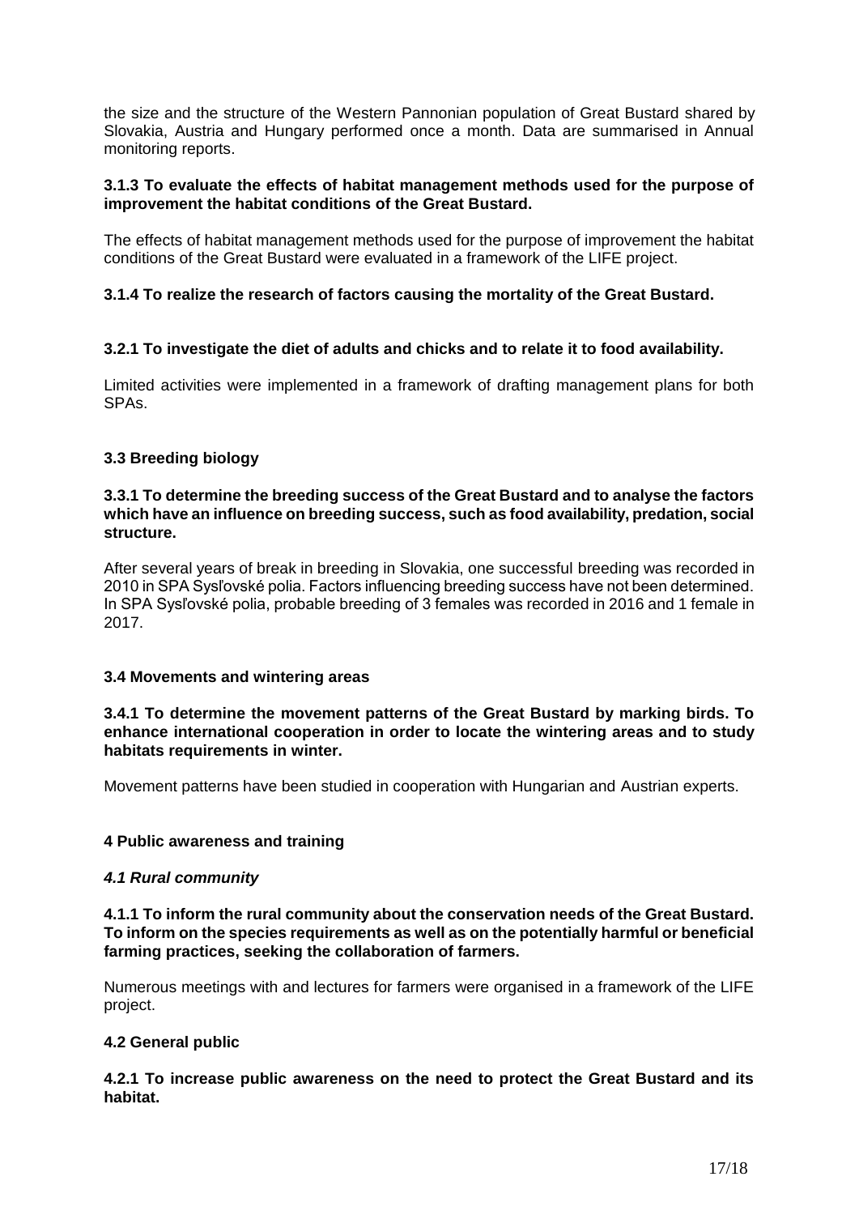the size and the structure of the Western Pannonian population of Great Bustard shared by Slovakia, Austria and Hungary performed once a month. Data are summarised in Annual monitoring reports.

**3.1.3 To evaluate the effects of habitat management methods used for the purpose of improvement the habitat conditions of the Great Bustard.**

The effects of habitat management methods used for the purpose of improvement the habitat conditions of the Great Bustard were evaluated in a framework of the LIFE project.

**3.1.4 To realize the research of factors causing the mortality of the Great Bustard.**

**3.2.1 To investigate the diet of adults and chicks and to relate it to food availability.**

Limited activities were implemented in a framework of drafting management plans for both SPAs.

### 3.3 Breeding biology

**3.3.1 To determine the breeding success of the Great Bustard and to analyse the factors which have an influence on breeding success, such as food availability, predation, social structure.**

After several years of break in breeding in Slovakia, one successful breeding was recorded in 2010 in SPA Sysľovské polia. Factors influencing breeding success have not been determined. In SPA Sysľovské polia, probable breeding of 3 females was recorded in 2016 and 1 female in 2017.

### 3.4 Movements and wintering areas

**3.4.1 To determine the movement patterns of the Great Bustard by marking birds. To enhance international cooperation in order to locate the wintering areas and to study habitats requirements in winter.**

Movement patterns have been studied in cooperation with Hungarian and Austrian experts.

## 4 Public awareness and training

### *4.1 Rural community*

**4.1.1 To inform the rural community about the conservation needs of the Great Bustard. To inform on the species requirements as well as on the potentially harmful or beneficial farming practices, seeking the collaboration of farmers.**

Numerous meetings with and lectures for farmers were organised in a framework of the LIFE project.

### 4.2 General public

**4.2.1 To increase public awareness on the need to protect the Great Bustard and its habitat.**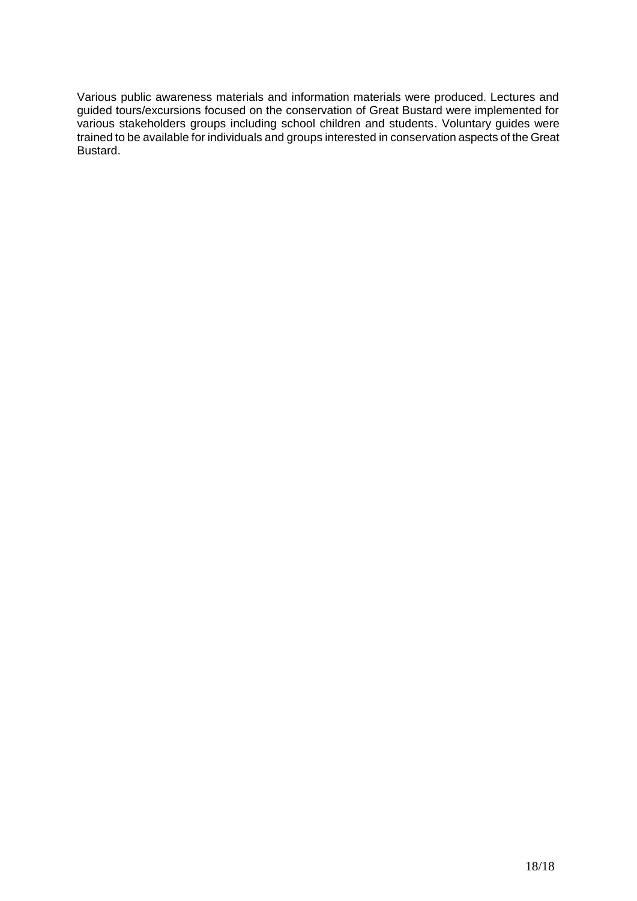Various public awareness materials and information materials were produced. Lectures and guided tours/excursions focused on the conservation of Great Bustard were implemented for various stakeholders groups including school children and students. Voluntary guides were trained to be available for individuals and groups interested in conservation aspects of the Great Bustard.